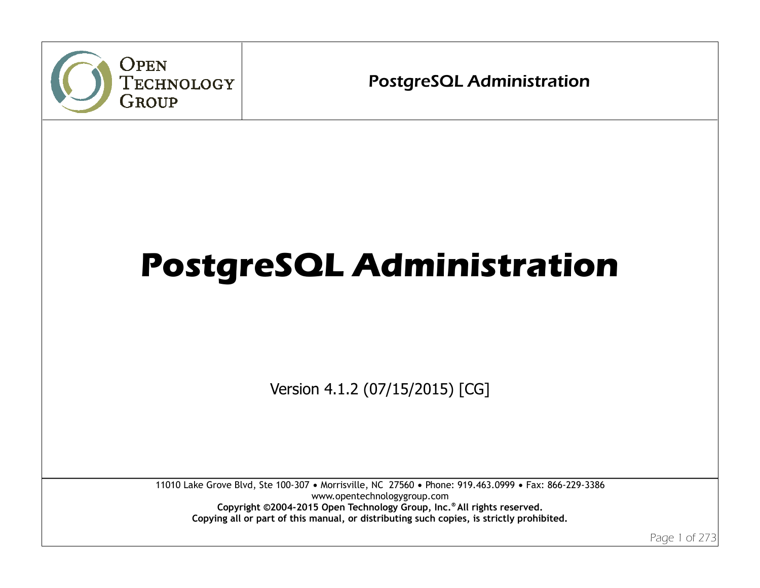OPEN TECHNOLOGY GROUP

PostgreSQL Administration

# PostgreSQL Administration

Version 4.1.2 (07/15/2015) [CG]

11010 Lake Grove Blvd, Ste 100-307 • Morrisville, NC 27560 • Phone: 919.463.0999 • Fax: 866-229-3386
www.opentechnologygroup.com

**Copyright ©2004-2015 Open Technology Group, Inc.® All rights reserved.**
**Copying all or part of this manual, or distributing such copies, is strictly prohibited.**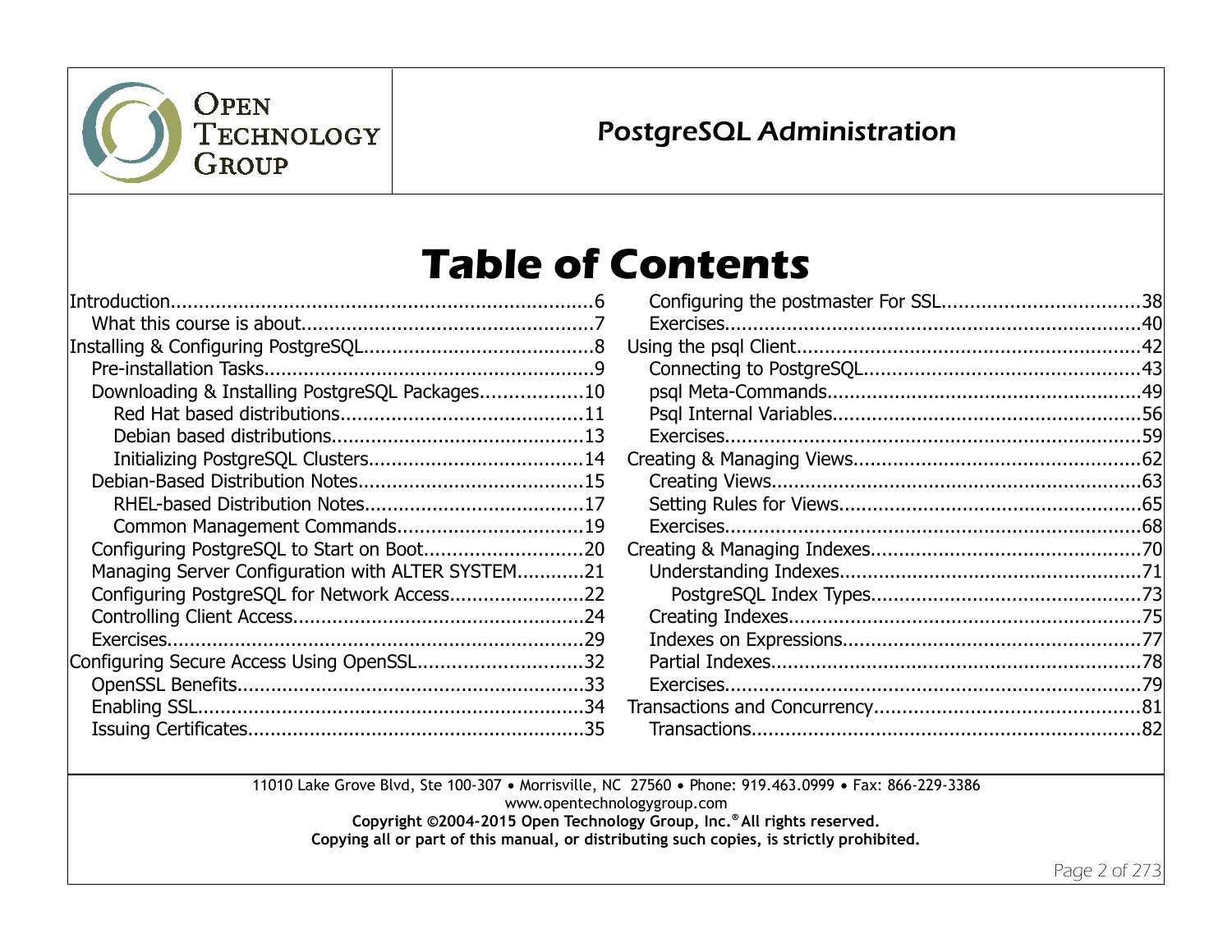# Table of Contents

- Introduction......6
  - What this course is about......7
- Installing & Configuring PostgreSQL......8
  - Pre-installation Tasks......9
  - Downloading & Installing PostgreSQL Packages......10
    - Red Hat based distributions......11
    - Debian based distributions......13
    - Initializing PostgreSQL Clusters......14
  - Debian-Based Distribution Notes......15
    - RHEL-based Distribution Notes......17
    - Common Management Commands......19
  - Configuring PostgreSQL to Start on Boot......20
  - Managing Server Configuration with ALTER SYSTEM......21
  - Configuring PostgreSQL for Network Access......22
  - Controlling Client Access......24
  - Exercises......29
- Configuring Secure Access Using OpenSSL......32
  - OpenSSL Benefits......33
  - Enabling SSL......34
  - Issuing Certificates......35
  - Configuring the postmaster For SSL......38
  - Exercises......40
- Using the psql Client......42
  - Connecting to PostgreSQL......43
  - psql Meta-Commands......49
  - Psql Internal Variables......56
  - Exercises......59
- Creating & Managing Views......62
  - Creating Views......63
  - Setting Rules for Views......65
  - Exercises......68
- Creating & Managing Indexes......70
  - Understanding Indexes......71
    - PostgreSQL Index Types......73
  - Creating Indexes......75
  - Indexes on Expressions......77
  - Partial Indexes......78
  - Exercises......79
- Transactions and Concurrency......81
  - Transactions......82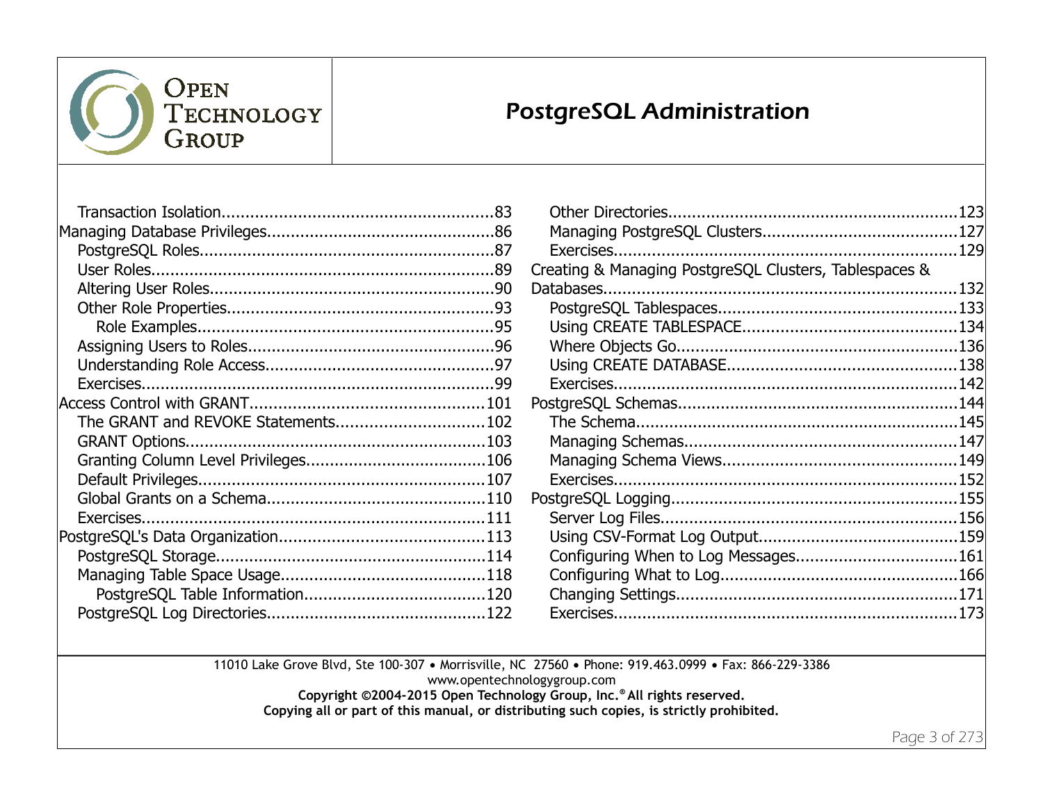- Transaction Isolation........................................................83
- Managing Database Privileges...............................................86
  - PostgreSQL Roles.............................................................87
  - User Roles.......................................................................89
  - Altering User Roles...........................................................90
  - Other Role Properties.......................................................93
    - Role Examples.............................................................95
  - Assigning Users to Roles...................................................96
  - Understanding Role Access................................................97
  - Exercises.........................................................................99
- Access Control with GRANT................................................101
  - The GRANT and REVOKE Statements..............................102
  - GRANT Options..............................................................103
  - Granting Column Level Privileges.....................................106
  - Default Privileges...........................................................107
  - Global Grants on a Schema.............................................110
  - Exercises.......................................................................111
- PostgreSQL's Data Organization..........................................113
  - PostgreSQL Storage........................................................114
  - Managing Table Space Usage...........................................118
    - PostgreSQL Table Information.....................................120
  - PostgreSQL Log Directories.............................................122
  - Other Directories...........................................................123
  - Managing PostgreSQL Clusters........................................127
  - Exercises.......................................................................129
- Creating & Managing PostgreSQL Clusters, Tablespaces & Databases.........................................................................132
  - PostgreSQL Tablespaces.................................................133
  - Using CREATE TABLESPACE............................................134
  - Where Objects Go..........................................................136
  - Using CREATE DATABASE................................................138
  - Exercises.......................................................................142
- PostgreSQL Schemas..........................................................144
  - The Schema..................................................................145
  - Managing Schemas.........................................................147
  - Managing Schema Views.................................................149
  - Exercises.......................................................................152
- PostgreSQL Logging...........................................................155
  - Server Log Files.............................................................156
  - Using CSV-Format Log Output.........................................159
  - Configuring When to Log Messages..................................161
  - Configuring What to Log.................................................166
  - Changing Settings..........................................................171
  - Exercises.......................................................................173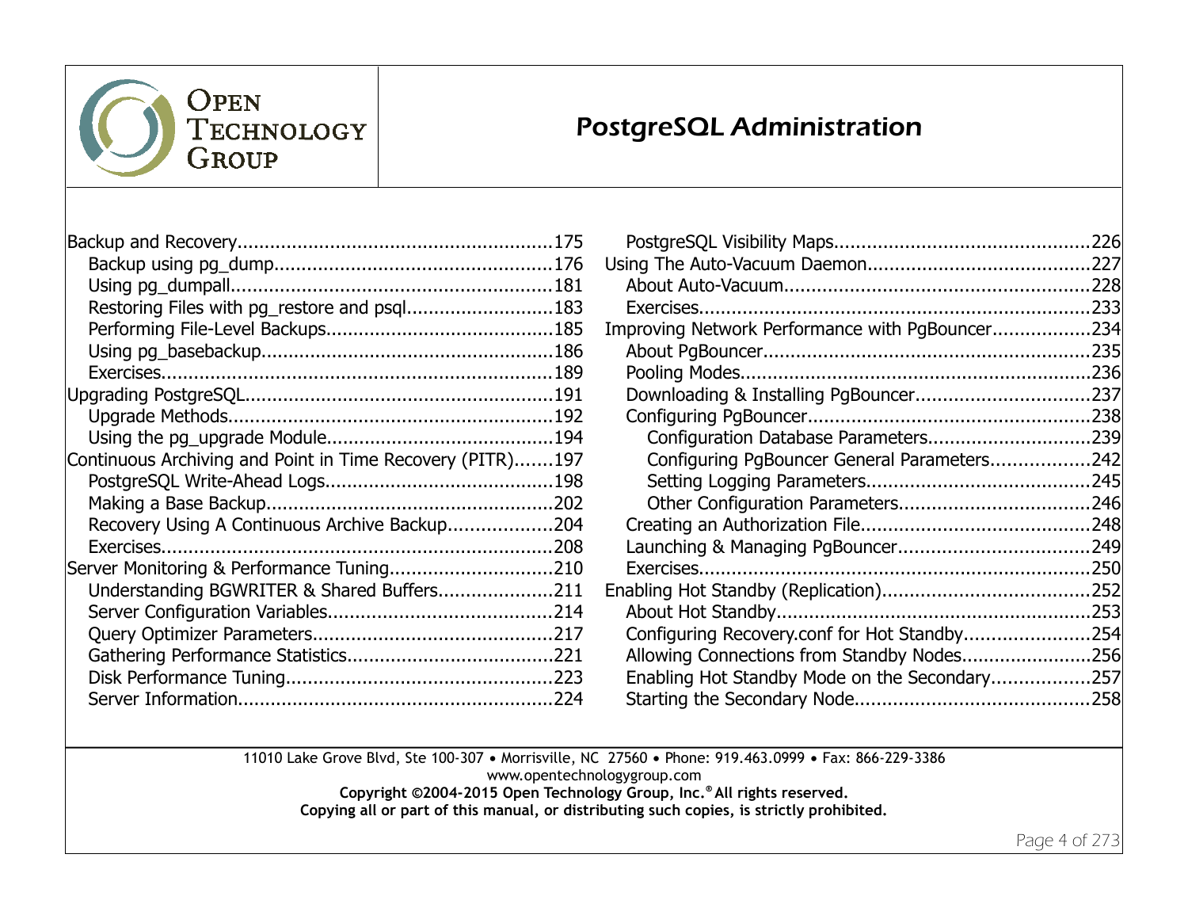Backup and Recovery.........................................................175
- Backup using pg_dump..................................................176
- Using pg_dumpall..........................................................181
- Restoring Files with pg_restore and psql...........................183
- Performing File-Level Backups.........................................185
- Using pg_basebackup.....................................................186
- Exercises.......................................................................189

Upgrading PostgreSQL........................................................191
- Upgrade Methods...........................................................192
- Using the pg_upgrade Module.........................................194

Continuous Archiving and Point in Time Recovery (PITR).......197
- PostgreSQL Write-Ahead Logs..........................................198
- Making a Base Backup....................................................202
- Recovery Using A Continuous Archive Backup...................204
- Exercises.......................................................................208

Server Monitoring & Performance Tuning.............................210
- Understanding BGWRITER & Shared Buffers.....................211
- Server Configuration Variables........................................214
- Query Optimizer Parameters...........................................217
- Gathering Performance Statistics.....................................221
- Disk Performance Tuning................................................223
- Server Information.........................................................224
- PostgreSQL Visibility Maps.............................................226

Using The Auto-Vacuum Daemon........................................227
- About Auto-Vacuum.......................................................228
- Exercises.......................................................................233

Improving Network Performance with PgBouncer.................234
- About PgBouncer...........................................................235
- Pooling Modes...............................................................236
- Downloading & Installing PgBouncer................................237
- Configuring PgBouncer...................................................238
  - Configuration Database Parameters.............................239
  - Configuring PgBouncer General Parameters..................242
  - Setting Logging Parameters........................................245
  - Other Configuration Parameters..................................246
- Creating an Authorization File.........................................248
- Launching & Managing PgBouncer...................................249
- Exercises.......................................................................250

Enabling Hot Standby (Replication).....................................252
- About Hot Standby.........................................................253
- Configuring Recovery.conf for Hot Standby.......................254
- Allowing Connections from Standby Nodes........................256
- Enabling Hot Standby Mode on the Secondary..................257
- Starting the Secondary Node...........................................258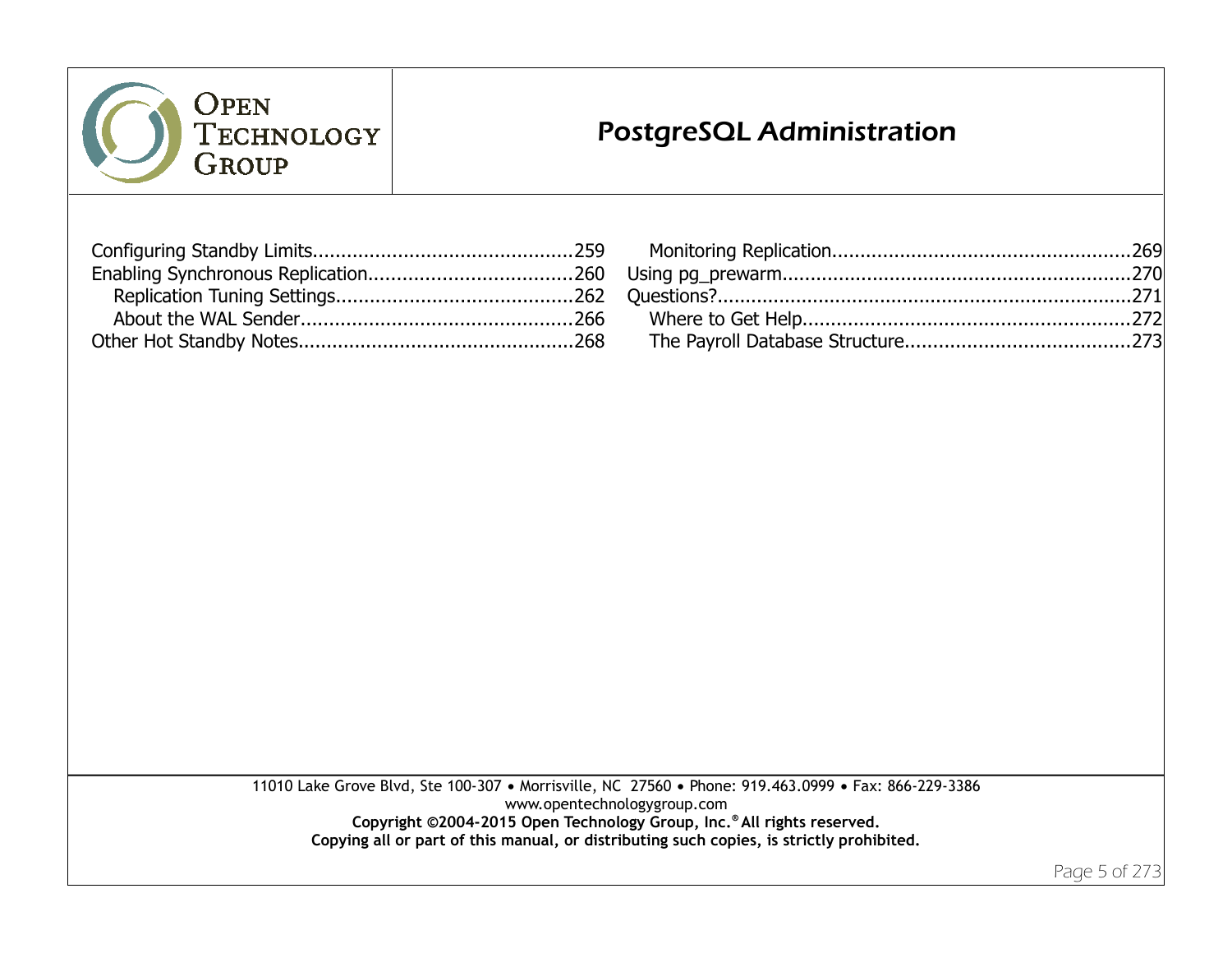Configuring Standby Limits.............................................259
Enabling Synchronous Replication....................................260
  Replication Tuning Settings..........................................262
  About the WAL Sender................................................266
Other Hot Standby Notes.................................................268
  Monitoring Replication....................................................269
Using pg_prewarm..............................................................270
Questions?.........................................................................271
  Where to Get Help...........................................................272
  The Payroll Database Structure.......................................273

11010 Lake Grove Blvd, Ste 100-307 • Morrisville, NC 27560 • Phone: 919.463.0999 • Fax: 866-229-3386
www.opentechnologygroup.com
**Copyright ©2004-2015 Open Technology Group, Inc.® All rights reserved.**
**Copying all or part of this manual, or distributing such copies, is strictly prohibited.**